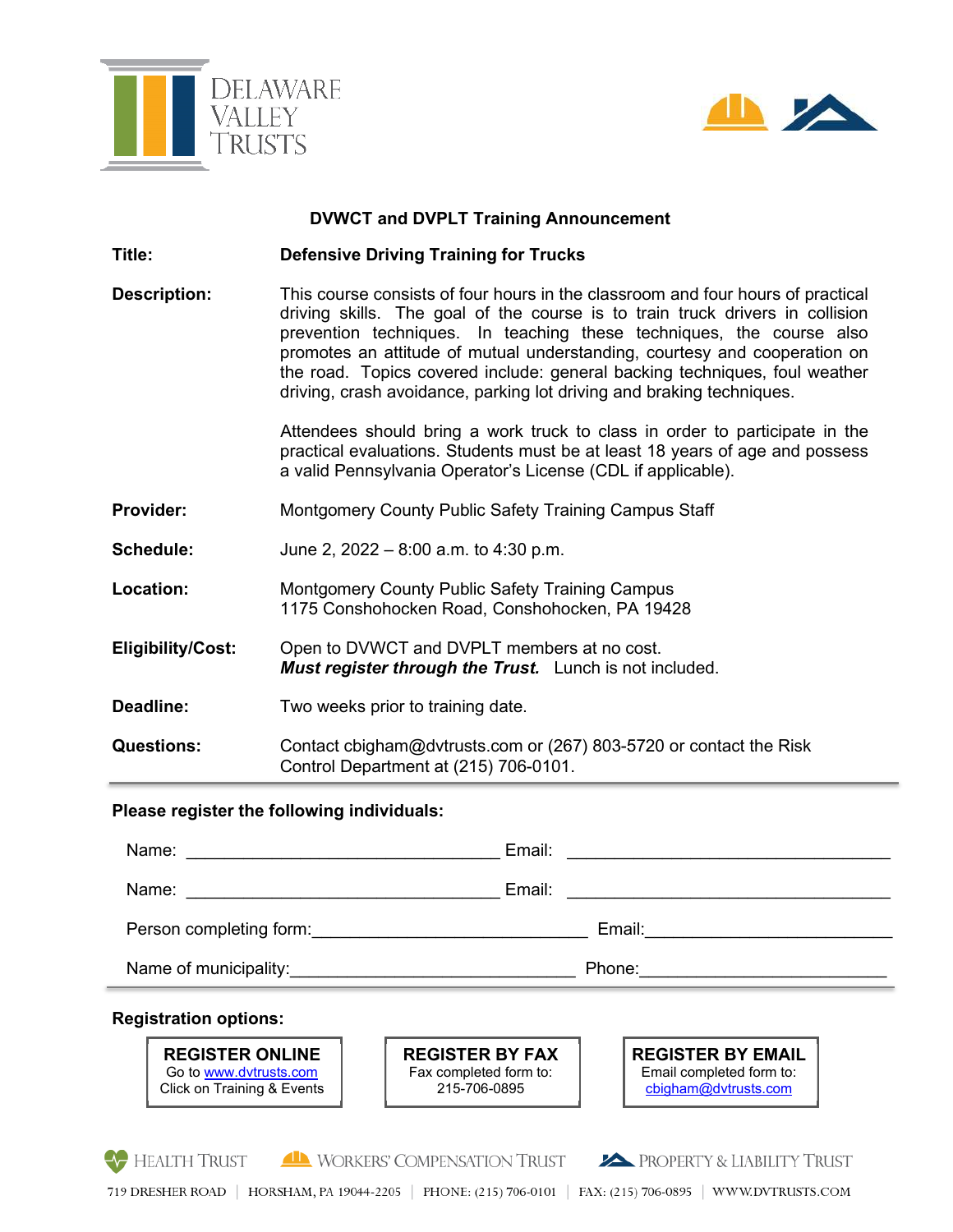DELAWARE VALLEY TRUSTS

## DVWCT and DVPLT Training Announcement

**Title:** **Defensive Driving Training for Trucks**

**Description:** This course consists of four hours in the classroom and four hours of practical driving skills. The goal of the course is to train truck drivers in collision prevention techniques. In teaching these techniques, the course also promotes an attitude of mutual understanding, courtesy and cooperation on the road. Topics covered include: general backing techniques, foul weather driving, crash avoidance, parking lot driving and braking techniques.

Attendees should bring a work truck to class in order to participate in the practical evaluations. Students must be at least 18 years of age and possess a valid Pennsylvania Operator's License (CDL if applicable).

**Provider:** Montgomery County Public Safety Training Campus Staff

**Schedule:** June 2, 2022 – 8:00 a.m. to 4:30 p.m.

**Location:** Montgomery County Public Safety Training Campus
1175 Conshohocken Road, Conshohocken, PA 19428

**Eligibility/Cost:** Open to DVWCT and DVPLT members at no cost.
***Must register through the Trust.*** Lunch is not included.

**Deadline:** Two weeks prior to training date.

**Questions:** Contact cbigham@dvtrusts.com or (267) 803-5720 or contact the Risk Control Department at (215) 706-0101.

---

**Please register the following individuals:**

Name: ______________________________ Email: ______________________________

Name: ______________________________ Email: ______________________________

Person completing form: ______________________________ Email: ______________________________

Name of municipality: ______________________________ Phone: ______________________________

---

**Registration options:**

| **REGISTER ONLINE** | **REGISTER BY FAX** | **REGISTER BY EMAIL** |
|---|---|---|
| Go to www.dvtrusts.com<br>Click on Training & Events | Fax completed form to:<br>215-706-0895 | Email completed form to:<br>cbigham@dvtrusts.com |

HEALTH TRUST | WORKERS' COMPENSATION TRUST | PROPERTY & LIABILITY TRUST

719 DRESHER ROAD | HORSHAM, PA 19044-2205 | PHONE: (215) 706-0101 | FAX: (215) 706-0895 | WWW.DVTRUSTS.COM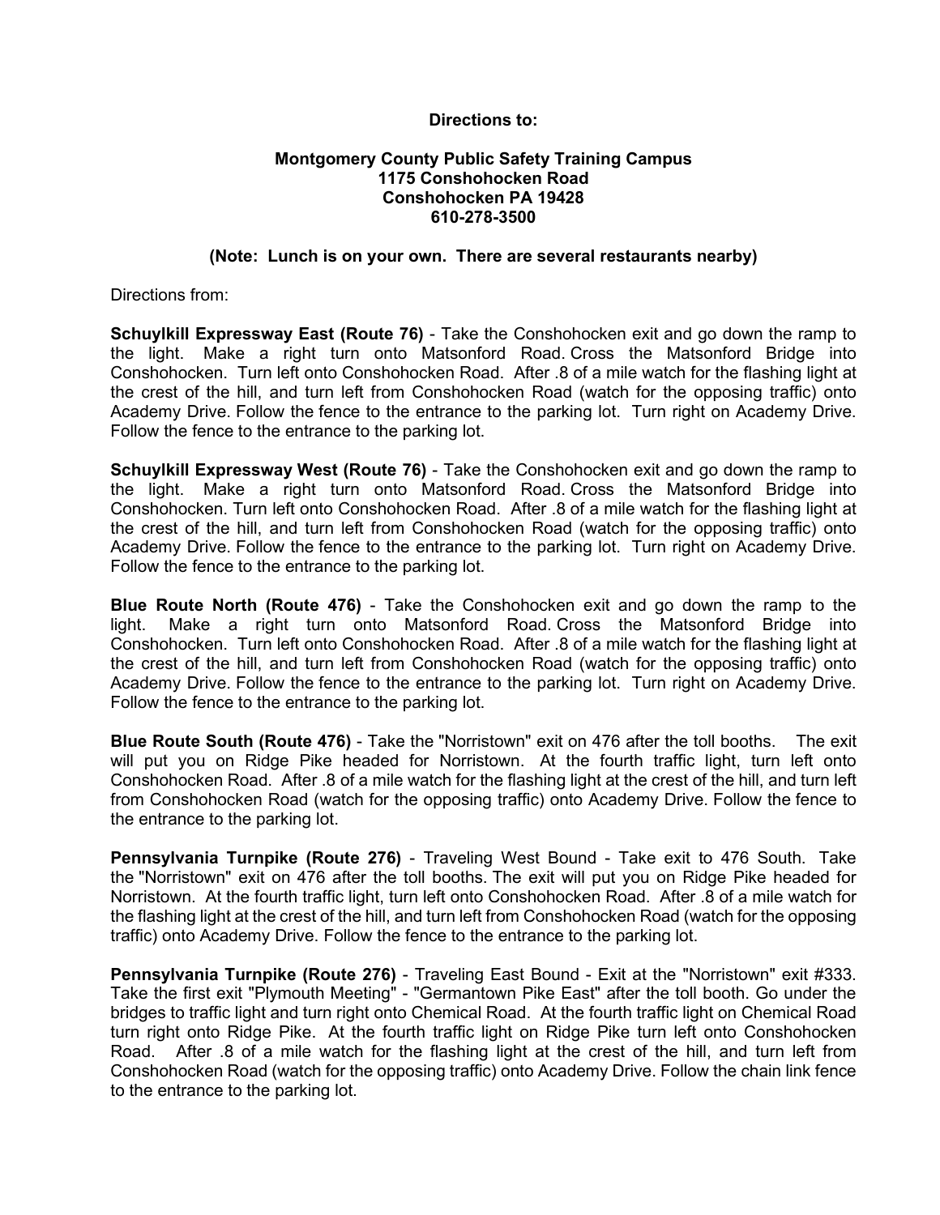**Directions to:**

**Montgomery County Public Safety Training Campus**
**1175 Conshohocken Road**
**Conshohocken PA 19428**
**610-278-3500**

**(Note: Lunch is on your own. There are several restaurants nearby)**

Directions from:

**Schuylkill Expressway East (Route 76)** - Take the Conshohocken exit and go down the ramp to the light. Make a right turn onto Matsonford Road. Cross the Matsonford Bridge into Conshohocken. Turn left onto Conshohocken Road. After .8 of a mile watch for the flashing light at the crest of the hill, and turn left from Conshohocken Road (watch for the opposing traffic) onto Academy Drive. Follow the fence to the entrance to the parking lot. Turn right on Academy Drive. Follow the fence to the entrance to the parking lot.

**Schuylkill Expressway West (Route 76)** - Take the Conshohocken exit and go down the ramp to the light. Make a right turn onto Matsonford Road. Cross the Matsonford Bridge into Conshohocken. Turn left onto Conshohocken Road. After .8 of a mile watch for the flashing light at the crest of the hill, and turn left from Conshohocken Road (watch for the opposing traffic) onto Academy Drive. Follow the fence to the entrance to the parking lot. Turn right on Academy Drive. Follow the fence to the entrance to the parking lot.

**Blue Route North (Route 476)** - Take the Conshohocken exit and go down the ramp to the light. Make a right turn onto Matsonford Road. Cross the Matsonford Bridge into Conshohocken. Turn left onto Conshohocken Road. After .8 of a mile watch for the flashing light at the crest of the hill, and turn left from Conshohocken Road (watch for the opposing traffic) onto Academy Drive. Follow the fence to the entrance to the parking lot. Turn right on Academy Drive. Follow the fence to the entrance to the parking lot.

**Blue Route South (Route 476)** - Take the "Norristown" exit on 476 after the toll booths. The exit will put you on Ridge Pike headed for Norristown. At the fourth traffic light, turn left onto Conshohocken Road. After .8 of a mile watch for the flashing light at the crest of the hill, and turn left from Conshohocken Road (watch for the opposing traffic) onto Academy Drive. Follow the fence to the entrance to the parking lot.

**Pennsylvania Turnpike (Route 276)** - Traveling West Bound - Take exit to 476 South. Take the "Norristown" exit on 476 after the toll booths. The exit will put you on Ridge Pike headed for Norristown. At the fourth traffic light, turn left onto Conshohocken Road. After .8 of a mile watch for the flashing light at the crest of the hill, and turn left from Conshohocken Road (watch for the opposing traffic) onto Academy Drive. Follow the fence to the entrance to the parking lot.

**Pennsylvania Turnpike (Route 276)** - Traveling East Bound - Exit at the "Norristown" exit #333. Take the first exit "Plymouth Meeting" - "Germantown Pike East" after the toll booth. Go under the bridges to traffic light and turn right onto Chemical Road. At the fourth traffic light on Chemical Road turn right onto Ridge Pike. At the fourth traffic light on Ridge Pike turn left onto Conshohocken Road. After .8 of a mile watch for the flashing light at the crest of the hill, and turn left from Conshohocken Road (watch for the opposing traffic) onto Academy Drive. Follow the chain link fence to the entrance to the parking lot.